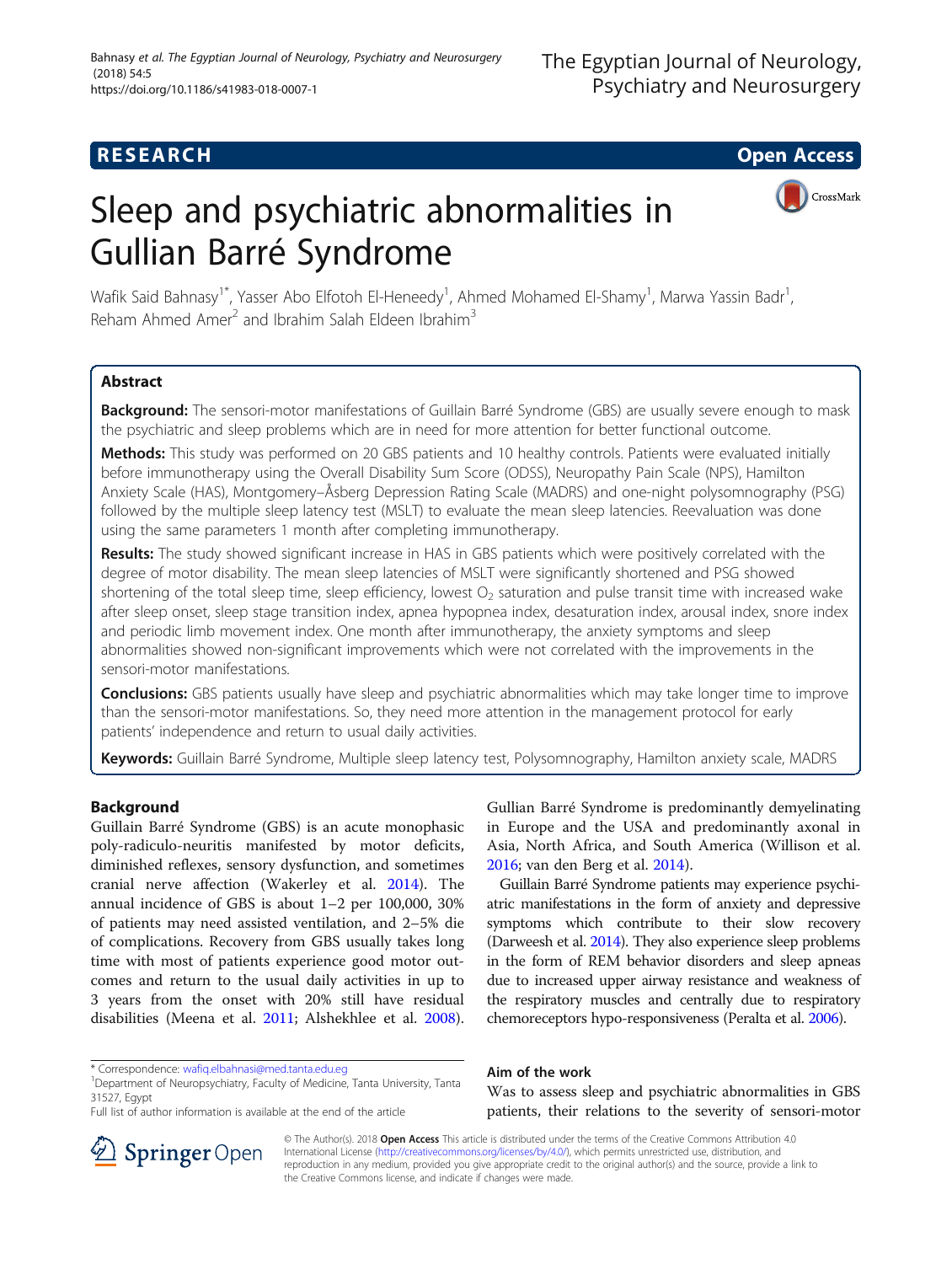RESEARCH

Open Access

# Sleep and psychiatric abnormalities in Gullian Barré Syndrome

Wafik Said Bahnasy[1*], Yasser Abo Elfotoh El-Heneedy[1], Ahmed Mohamed El-Shamy[1], Marwa Yassin Badr[1], Reham Ahmed Amer[2] and Ibrahim Salah Eldeen Ibrahim[3]

## Abstract

**Background:** The sensori-motor manifestations of Guillain Barré Syndrome (GBS) are usually severe enough to mask the psychiatric and sleep problems which are in need for more attention for better functional outcome.

**Methods:** This study was performed on 20 GBS patients and 10 healthy controls. Patients were evaluated initially before immunotherapy using the Overall Disability Sum Score (ODSS), Neuropathy Pain Scale (NPS), Hamilton Anxiety Scale (HAS), Montgomery–Åsberg Depression Rating Scale (MADRS) and one-night polysomnography (PSG) followed by the multiple sleep latency test (MSLT) to evaluate the mean sleep latencies. Reevaluation was done using the same parameters 1 month after completing immunotherapy.

**Results:** The study showed significant increase in HAS in GBS patients which were positively correlated with the degree of motor disability. The mean sleep latencies of MSLT were significantly shortened and PSG showed shortening of the total sleep time, sleep efficiency, lowest $O_2$ saturation and pulse transit time with increased wake after sleep onset, sleep stage transition index, apnea hypopnea index, desaturation index, arousal index, snore index and periodic limb movement index. One month after immunotherapy, the anxiety symptoms and sleep abnormalities showed non-significant improvements which were not correlated with the improvements in the sensori-motor manifestations.

**Conclusions:** GBS patients usually have sleep and psychiatric abnormalities which may take longer time to improve than the sensori-motor manifestations. So, they need more attention in the management protocol for early patients' independence and return to usual daily activities.

**Keywords:** Guillain Barré Syndrome, Multiple sleep latency test, Polysomnography, Hamilton anxiety scale, MADRS

## Background

Guillain Barré Syndrome (GBS) is an acute monophasic poly-radiculo-neuritis manifested by motor deficits, diminished reflexes, sensory dysfunction, and sometimes cranial nerve affection (Wakerley et al. 2014). The annual incidence of GBS is about 1–2 per 100,000, 30% of patients may need assisted ventilation, and 2–5% die of complications. Recovery from GBS usually takes long time with most of patients experience good motor outcomes and return to the usual daily activities in up to 3 years from the onset with 20% still have residual disabilities (Meena et al. 2011; Alshekhlee et al. 2008).

Gullian Barré Syndrome is predominantly demyelinating in Europe and the USA and predominantly axonal in Asia, North Africa, and South America (Willison et al. 2016; van den Berg et al. 2014).

Guillain Barré Syndrome patients may experience psychiatric manifestations in the form of anxiety and depressive symptoms which contribute to their slow recovery (Darweesh et al. 2014). They also experience sleep problems in the form of REM behavior disorders and sleep apneas due to increased upper airway resistance and weakness of the respiratory muscles and centrally due to respiratory chemoreceptors hypo-responsiveness (Peralta et al. 2006).

## Aim of the work

Was to assess sleep and psychiatric abnormalities in GBS patients, their relations to the severity of sensori-motor

\* Correspondence: wafiq.elbahnasi@med.tanta.edu.eg
[1]Department of Neuropsychiatry, Faculty of Medicine, Tanta University, Tanta 31527, Egypt
Full list of author information is available at the end of the article

© The Author(s). 2018 **Open Access** This article is distributed under the terms of the Creative Commons Attribution 4.0 International License (http://creativecommons.org/licenses/by/4.0/), which permits unrestricted use, distribution, and reproduction in any medium, provided you give appropriate credit to the original author(s) and the source, provide a link to the Creative Commons license, and indicate if changes were made.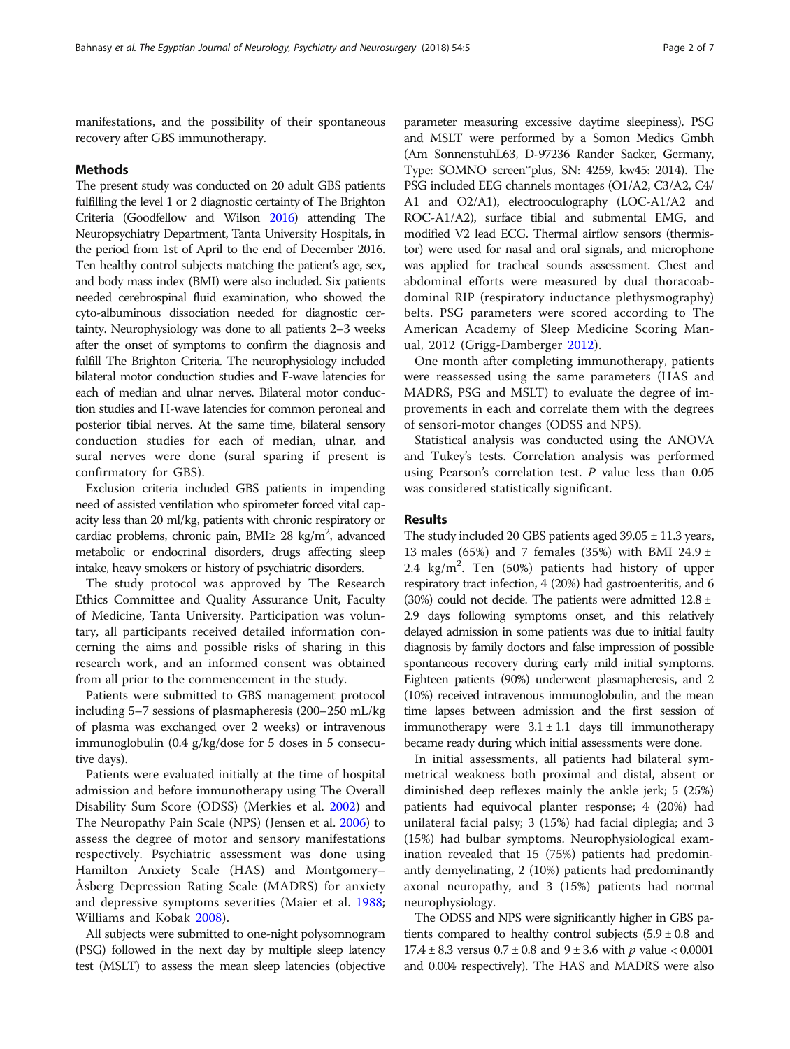manifestations, and the possibility of their spontaneous recovery after GBS immunotherapy.

## Methods

The present study was conducted on 20 adult GBS patients fulfilling the level 1 or 2 diagnostic certainty of The Brighton Criteria (Goodfellow and Wilson 2016) attending The Neuropsychiatry Department, Tanta University Hospitals, in the period from 1st of April to the end of December 2016. Ten healthy control subjects matching the patient's age, sex, and body mass index (BMI) were also included. Six patients needed cerebrospinal fluid examination, who showed the cyto-albuminous dissociation needed for diagnostic certainty. Neurophysiology was done to all patients 2–3 weeks after the onset of symptoms to confirm the diagnosis and fulfill The Brighton Criteria. The neurophysiology included bilateral motor conduction studies and F-wave latencies for each of median and ulnar nerves. Bilateral motor conduction studies and H-wave latencies for common peroneal and posterior tibial nerves. At the same time, bilateral sensory conduction studies for each of median, ulnar, and sural nerves were done (sural sparing if present is confirmatory for GBS).

Exclusion criteria included GBS patients in impending need of assisted ventilation who spirometer forced vital capacity less than 20 ml/kg, patients with chronic respiratory or cardiac problems, chronic pain, BMI≥ 28 kg/m$^2$, advanced metabolic or endocrinal disorders, drugs affecting sleep intake, heavy smokers or history of psychiatric disorders.

The study protocol was approved by The Research Ethics Committee and Quality Assurance Unit, Faculty of Medicine, Tanta University. Participation was voluntary, all participants received detailed information concerning the aims and possible risks of sharing in this research work, and an informed consent was obtained from all prior to the commencement in the study.

Patients were submitted to GBS management protocol including 5–7 sessions of plasmapheresis (200–250 mL/kg of plasma was exchanged over 2 weeks) or intravenous immunoglobulin (0.4 g/kg/dose for 5 doses in 5 consecutive days).

Patients were evaluated initially at the time of hospital admission and before immunotherapy using The Overall Disability Sum Score (ODSS) (Merkies et al. 2002) and The Neuropathy Pain Scale (NPS) (Jensen et al. 2006) to assess the degree of motor and sensory manifestations respectively. Psychiatric assessment was done using Hamilton Anxiety Scale (HAS) and Montgomery–Åsberg Depression Rating Scale (MADRS) for anxiety and depressive symptoms severities (Maier et al. 1988; Williams and Kobak 2008).

All subjects were submitted to one-night polysomnogram (PSG) followed in the next day by multiple sleep latency test (MSLT) to assess the mean sleep latencies (objective parameter measuring excessive daytime sleepiness). PSG and MSLT were performed by a Somon Medics Gmbh (Am SonnenstuhL63, D-97236 Rander Sacker, Germany, Type: SOMNO screen™plus, SN: 4259, kw45: 2014). The PSG included EEG channels montages (O1/A2, C3/A2, C4/A1 and O2/A1), electrooculography (LOC-A1/A2 and ROC-A1/A2), surface tibial and submental EMG, and modified V2 lead ECG. Thermal airflow sensors (thermistor) were used for nasal and oral signals, and microphone was applied for tracheal sounds assessment. Chest and abdominal efforts were measured by dual thoracoabdominal RIP (respiratory inductance plethysmography) belts. PSG parameters were scored according to The American Academy of Sleep Medicine Scoring Manual, 2012 (Grigg-Damberger 2012).

One month after completing immunotherapy, patients were reassessed using the same parameters (HAS and MADRS, PSG and MSLT) to evaluate the degree of improvements in each and correlate them with the degrees of sensori-motor changes (ODSS and NPS).

Statistical analysis was conducted using the ANOVA and Tukey's tests. Correlation analysis was performed using Pearson's correlation test. *P* value less than 0.05 was considered statistically significant.

## Results

The study included 20 GBS patients aged 39.05 ± 11.3 years, 13 males (65%) and 7 females (35%) with BMI 24.9 ± 2.4 kg/m$^2$. Ten (50%) patients had history of upper respiratory tract infection, 4 (20%) had gastroenteritis, and 6 (30%) could not decide. The patients were admitted 12.8 ± 2.9 days following symptoms onset, and this relatively delayed admission in some patients was due to initial faulty diagnosis by family doctors and false impression of possible spontaneous recovery during early mild initial symptoms. Eighteen patients (90%) underwent plasmapheresis, and 2 (10%) received intravenous immunoglobulin, and the mean time lapses between admission and the first session of immunotherapy were 3.1 ± 1.1 days till immunotherapy became ready during which initial assessments were done.

In initial assessments, all patients had bilateral symmetrical weakness both proximal and distal, absent or diminished deep reflexes mainly the ankle jerk; 5 (25%) patients had equivocal planter response; 4 (20%) had unilateral facial palsy; 3 (15%) had facial diplegia; and 3 (15%) had bulbar symptoms. Neurophysiological examination revealed that 15 (75%) patients had predominantly demyelinating, 2 (10%) patients had predominantly axonal neuropathy, and 3 (15%) patients had normal neurophysiology.

The ODSS and NPS were significantly higher in GBS patients compared to healthy control subjects (5.9 ± 0.8 and 17.4 ± 8.3 versus 0.7 ± 0.8 and 9 ± 3.6 with *p* value < 0.0001 and 0.004 respectively). The HAS and MADRS were also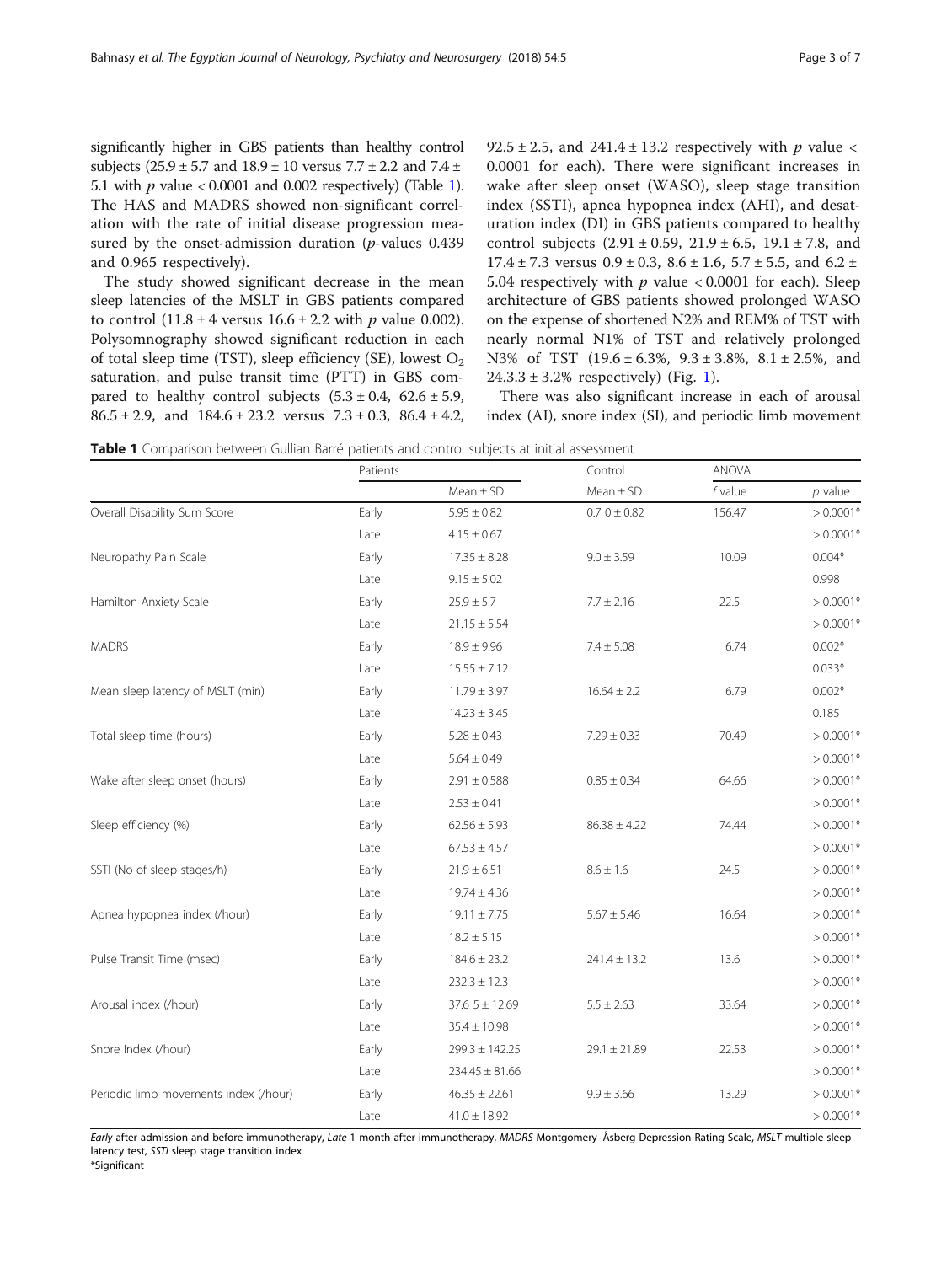significantly higher in GBS patients than healthy control subjects (25.9 ± 5.7 and 18.9 ± 10 versus 7.7 ± 2.2 and 7.4 ± 5.1 with $p$ value < 0.0001 and 0.002 respectively) (Table 1). The HAS and MADRS showed non-significant correlation with the rate of initial disease progression measured by the onset-admission duration ($p$-values 0.439 and 0.965 respectively).

The study showed significant decrease in the mean sleep latencies of the MSLT in GBS patients compared to control (11.8 ± 4 versus 16.6 ± 2.2 with $p$ value 0.002). Polysomnography showed significant reduction in each of total sleep time (TST), sleep efficiency (SE), lowest $O_2$ saturation, and pulse transit time (PTT) in GBS compared to healthy control subjects (5.3 ± 0.4, 62.6 ± 5.9, 86.5 ± 2.9, and 184.6 ± 23.2 versus 7.3 ± 0.3, 86.4 ± 4.2, 92.5 ± 2.5, and 241.4 ± 13.2 respectively with $p$ value < 0.0001 for each). There were significant increases in wake after sleep onset (WASO), sleep stage transition index (SSTI), apnea hypopnea index (AHI), and desaturation index (DI) in GBS patients compared to healthy control subjects (2.91 ± 0.59, 21.9 ± 6.5, 19.1 ± 7.8, and 17.4 ± 7.3 versus 0.9 ± 0.3, 8.6 ± 1.6, 5.7 ± 5.5, and 6.2 ± 5.04 respectively with $p$ value < 0.0001 for each). Sleep architecture of GBS patients showed prolonged WASO on the expense of shortened N2% and REM% of TST with nearly normal N1% of TST and relatively prolonged N3% of TST (19.6 ± 6.3%, 9.3 ± 3.8%, 8.1 ± 2.5%, and 24.3.3 ± 3.2% respectively) (Fig. 1).

There was also significant increase in each of arousal index (AI), snore index (SI), and periodic limb movement

**Table 1** Comparison between Gullian Barré patients and control subjects at initial assessment

| | Patients | | Control | ANOVA | |
|---|---|---|---|---|---|
| | | Mean ± SD | Mean ± SD | *f* value | *p* value |
| Overall Disability Sum Score | Early | 5.95 ± 0.82 | 0.7 0 ± 0.82 | 156.47 | > 0.0001* |
| | Late | 4.15 ± 0.67 | | | > 0.0001* |
| Neuropathy Pain Scale | Early | 17.35 ± 8.28 | 9.0 ± 3.59 | 10.09 | 0.004* |
| | Late | 9.15 ± 5.02 | | | 0.998 |
| Hamilton Anxiety Scale | Early | 25.9 ± 5.7 | 7.7 ± 2.16 | 22.5 | > 0.0001* |
| | Late | 21.15 ± 5.54 | | | > 0.0001* |
| MADRS | Early | 18.9 ± 9.96 | 7.4 ± 5.08 | 6.74 | 0.002* |
| | Late | 15.55 ± 7.12 | | | 0.033* |
| Mean sleep latency of MSLT (min) | Early | 11.79 ± 3.97 | 16.64 ± 2.2 | 6.79 | 0.002* |
| | Late | 14.23 ± 3.45 | | | 0.185 |
| Total sleep time (hours) | Early | 5.28 ± 0.43 | 7.29 ± 0.33 | 70.49 | > 0.0001* |
| | Late | 5.64 ± 0.49 | | | > 0.0001* |
| Wake after sleep onset (hours) | Early | 2.91 ± 0.588 | 0.85 ± 0.34 | 64.66 | > 0.0001* |
| | Late | 2.53 ± 0.41 | | | > 0.0001* |
| Sleep efficiency (%) | Early | 62.56 ± 5.93 | 86.38 ± 4.22 | 74.44 | > 0.0001* |
| | Late | 67.53 ± 4.57 | | | > 0.0001* |
| SSTI (No of sleep stages/h) | Early | 21.9 ± 6.51 | 8.6 ± 1.6 | 24.5 | > 0.0001* |
| | Late | 19.74 ± 4.36 | | | > 0.0001* |
| Apnea hypopnea index (/hour) | Early | 19.11 ± 7.75 | 5.67 ± 5.46 | 16.64 | > 0.0001* |
| | Late | 18.2 ± 5.15 | | | > 0.0001* |
| Pulse Transit Time (msec) | Early | 184.6 ± 23.2 | 241.4 ± 13.2 | 13.6 | > 0.0001* |
| | Late | 232.3 ± 12.3 | | | > 0.0001* |
| Arousal index (/hour) | Early | 37.6 5 ± 12.69 | 5.5 ± 2.63 | 33.64 | > 0.0001* |
| | Late | 35.4 ± 10.98 | | | > 0.0001* |
| Snore Index (/hour) | Early | 299.3 ± 142.25 | 29.1 ± 21.89 | 22.53 | > 0.0001* |
| | Late | 234.45 ± 81.66 | | | > 0.0001* |
| Periodic limb movements index (/hour) | Early | 46.35 ± 22.61 | 9.9 ± 3.66 | 13.29 | > 0.0001* |
| | Late | 41.0 ± 18.92 | | | > 0.0001* |

*Early* after admission and before immunotherapy, *Late* 1 month after immunotherapy, *MADRS* Montgomery–Åsberg Depression Rating Scale, *MSLT* multiple sleep latency test, *SSTI* sleep stage transition index
*Significant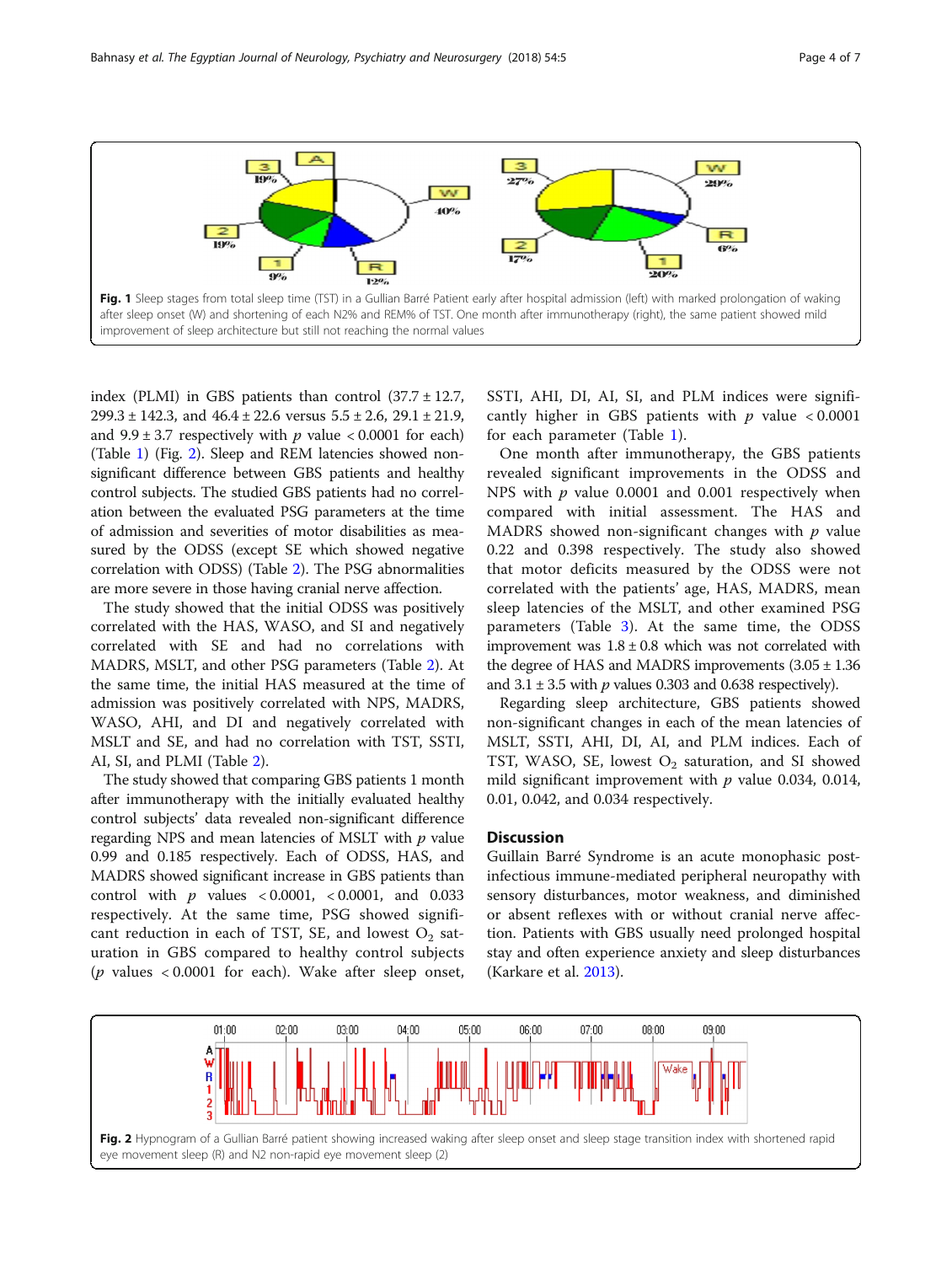Fig. 1 Sleep stages from total sleep time (TST) in a Gullian Barré Patient early after hospital admission (left) with marked prolongation of waking after sleep onset (W) and shortening of each N2% and REM% of TST. One month after immunotherapy (right), the same patient showed mild improvement of sleep architecture but still not reaching the normal values

index (PLMI) in GBS patients than control (37.7 ± 12.7, 299.3 ± 142.3, and 46.4 ± 22.6 versus 5.5 ± 2.6, 29.1 ± 21.9, and 9.9 ± 3.7 respectively with $p$ value < 0.0001 for each) (Table 1) (Fig. 2). Sleep and REM latencies showed non-significant difference between GBS patients and healthy control subjects. The studied GBS patients had no correlation between the evaluated PSG parameters at the time of admission and severities of motor disabilities as measured by the ODSS (except SE which showed negative correlation with ODSS) (Table 2). The PSG abnormalities are more severe in those having cranial nerve affection.

The study showed that the initial ODSS was positively correlated with the HAS, WASO, and SI and negatively correlated with SE and had no correlations with MADRS, MSLT, and other PSG parameters (Table 2). At the same time, the initial HAS measured at the time of admission was positively correlated with NPS, MADRS, WASO, AHI, and DI and negatively correlated with MSLT and SE, and had no correlation with TST, SSTI, AI, SI, and PLMI (Table 2).

The study showed that comparing GBS patients 1 month after immunotherapy with the initially evaluated healthy control subjects' data revealed non-significant difference regarding NPS and mean latencies of MSLT with $p$ value 0.99 and 0.185 respectively. Each of ODSS, HAS, and MADRS showed significant increase in GBS patients than control with $p$ values < 0.0001, < 0.0001, and 0.033 respectively. At the same time, PSG showed significant reduction in each of TST, SE, and lowest $O_2$ saturation in GBS compared to healthy control subjects ($p$ values < 0.0001 for each). Wake after sleep onset, SSTI, AHI, DI, AI, SI, and PLM indices were significantly higher in GBS patients with $p$ value < 0.0001 for each parameter (Table 1).

One month after immunotherapy, the GBS patients revealed significant improvements in the ODSS and NPS with $p$ value 0.0001 and 0.001 respectively when compared with initial assessment. The HAS and MADRS showed non-significant changes with $p$ value 0.22 and 0.398 respectively. The study also showed that motor deficits measured by the ODSS were not correlated with the patients' age, HAS, MADRS, mean sleep latencies of the MSLT, and other examined PSG parameters (Table 3). At the same time, the ODSS improvement was 1.8 ± 0.8 which was not correlated with the degree of HAS and MADRS improvements (3.05 ± 1.36 and 3.1 ± 3.5 with $p$ values 0.303 and 0.638 respectively).

Regarding sleep architecture, GBS patients showed non-significant changes in each of the mean latencies of MSLT, SSTI, AHI, DI, AI, and PLM indices. Each of TST, WASO, SE, lowest $O_2$ saturation, and SI showed mild significant improvement with $p$ value 0.034, 0.014, 0.01, 0.042, and 0.034 respectively.

## Discussion

Guillain Barré Syndrome is an acute monophasic post-infectious immune-mediated peripheral neuropathy with sensory disturbances, motor weakness, and diminished or absent reflexes with or without cranial nerve affection. Patients with GBS usually need prolonged hospital stay and often experience anxiety and sleep disturbances (Karkare et al. 2013).

Fig. 2 Hypnogram of a Gullian Barré patient showing increased waking after sleep onset and sleep stage transition index with shortened rapid eye movement sleep (R) and N2 non-rapid eye movement sleep (2)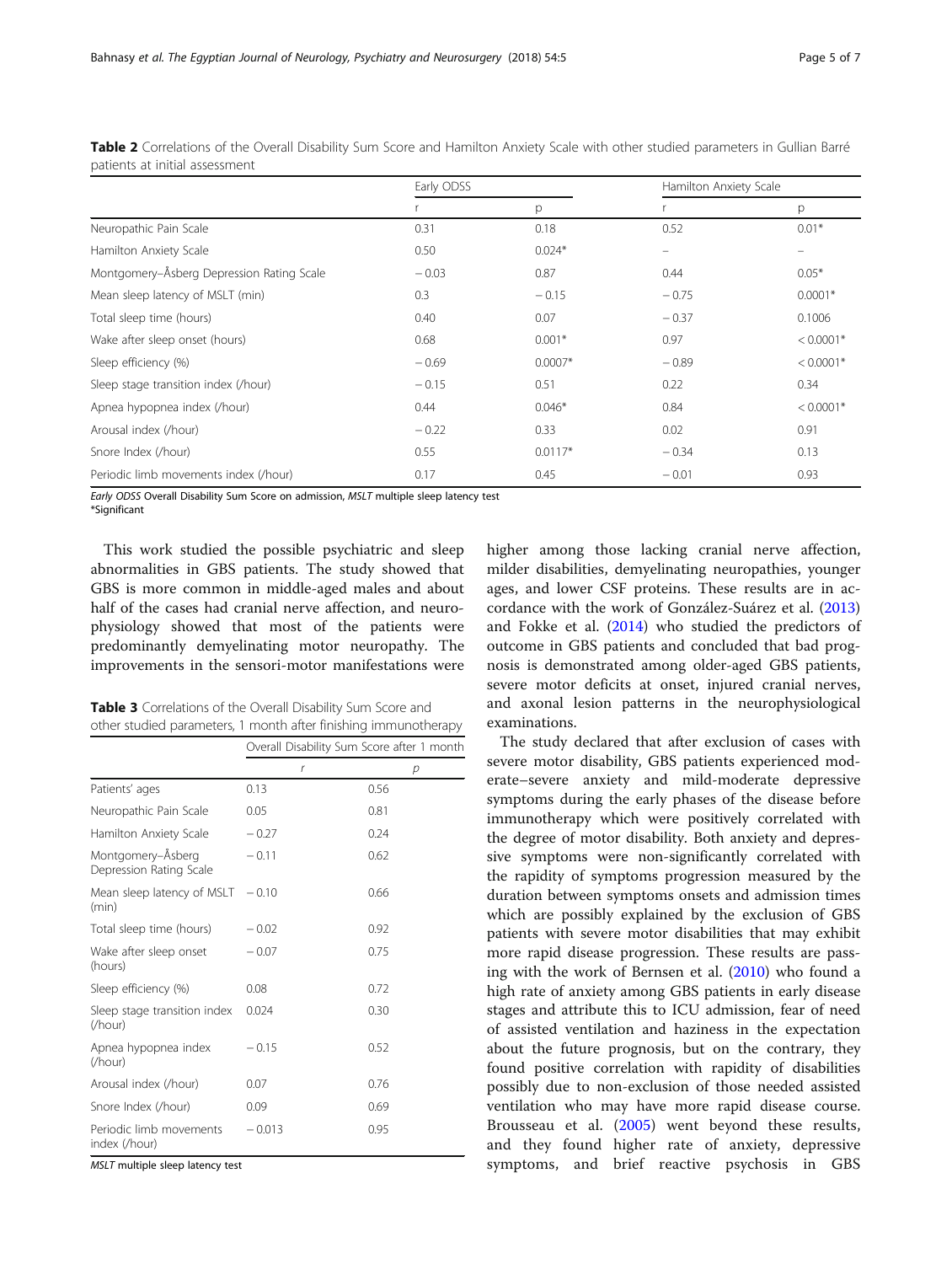**Table 2** Correlations of the Overall Disability Sum Score and Hamilton Anxiety Scale with other studied parameters in Gullian Barré patients at initial assessment

| | Early ODSS | | Hamilton Anxiety Scale | |
|---|---|---|---|---|
| | r | p | r | p |
| Neuropathic Pain Scale | 0.31 | 0.18 | 0.52 | 0.01* |
| Hamilton Anxiety Scale | 0.50 | 0.024* | – | – |
| Montgomery–Åsberg Depression Rating Scale | − 0.03 | 0.87 | 0.44 | 0.05* |
| Mean sleep latency of MSLT (min) | 0.3 | − 0.15 | − 0.75 | 0.0001* |
| Total sleep time (hours) | 0.40 | 0.07 | − 0.37 | 0.1006 |
| Wake after sleep onset (hours) | 0.68 | 0.001* | 0.97 | < 0.0001* |
| Sleep efficiency (%) | − 0.69 | 0.0007* | − 0.89 | < 0.0001* |
| Sleep stage transition index (/hour) | − 0.15 | 0.51 | 0.22 | 0.34 |
| Apnea hypopnea index (/hour) | 0.44 | 0.046* | 0.84 | < 0.0001* |
| Arousal index (/hour) | − 0.22 | 0.33 | 0.02 | 0.91 |
| Snore Index (/hour) | 0.55 | 0.0117* | − 0.34 | 0.13 |
| Periodic limb movements index (/hour) | 0.17 | 0.45 | − 0.01 | 0.93 |

*Early ODSS* Overall Disability Sum Score on admission, *MSLT* multiple sleep latency test
*Significant

This work studied the possible psychiatric and sleep abnormalities in GBS patients. The study showed that GBS is more common in middle-aged males and about half of the cases had cranial nerve affection, and neurophysiology showed that most of the patients were predominantly demyelinating motor neuropathy. The improvements in the sensori-motor manifestations were higher among those lacking cranial nerve affection, milder disabilities, demyelinating neuropathies, younger ages, and lower CSF proteins. These results are in accordance with the work of González-Suárez et al. (2013) and Fokke et al. (2014) who studied the predictors of outcome in GBS patients and concluded that bad prognosis is demonstrated among older-aged GBS patients, severe motor deficits at onset, injured cranial nerves, and axonal lesion patterns in the neurophysiological examinations.

The study declared that after exclusion of cases with severe motor disability, GBS patients experienced moderate–severe anxiety and mild-moderate depressive symptoms during the early phases of the disease before immunotherapy which were positively correlated with the degree of motor disability. Both anxiety and depressive symptoms were non-significantly correlated with the rapidity of symptoms progression measured by the duration between symptoms onsets and admission times which are possibly explained by the exclusion of GBS patients with severe motor disabilities that may exhibit more rapid disease progression. These results are passing with the work of Bernsen et al. (2010) who found a high rate of anxiety among GBS patients in early disease stages and attribute this to ICU admission, fear of need of assisted ventilation and haziness in the expectation about the future prognosis, but on the contrary, they found positive correlation with rapidity of disabilities possibly due to non-exclusion of those needed assisted ventilation who may have more rapid disease course. Brousseau et al. (2005) went beyond these results, and they found higher rate of anxiety, depressive symptoms, and brief reactive psychosis in GBS

**Table 3** Correlations of the Overall Disability Sum Score and other studied parameters, 1 month after finishing immunotherapy

| | Overall Disability Sum Score after 1 month | |
|---|---|---|
| | *r* | *p* |
| Patients' ages | 0.13 | 0.56 |
| Neuropathic Pain Scale | 0.05 | 0.81 |
| Hamilton Anxiety Scale | − 0.27 | 0.24 |
| Montgomery–Åsberg Depression Rating Scale | − 0.11 | 0.62 |
| Mean sleep latency of MSLT (min) | − 0.10 | 0.66 |
| Total sleep time (hours) | − 0.02 | 0.92 |
| Wake after sleep onset (hours) | − 0.07 | 0.75 |
| Sleep efficiency (%) | 0.08 | 0.72 |
| Sleep stage transition index (/hour) | 0.024 | 0.30 |
| Apnea hypopnea index (/hour) | − 0.15 | 0.52 |
| Arousal index (/hour) | 0.07 | 0.76 |
| Snore Index (/hour) | 0.09 | 0.69 |
| Periodic limb movements index (/hour) | − 0.013 | 0.95 |

*MSLT* multiple sleep latency test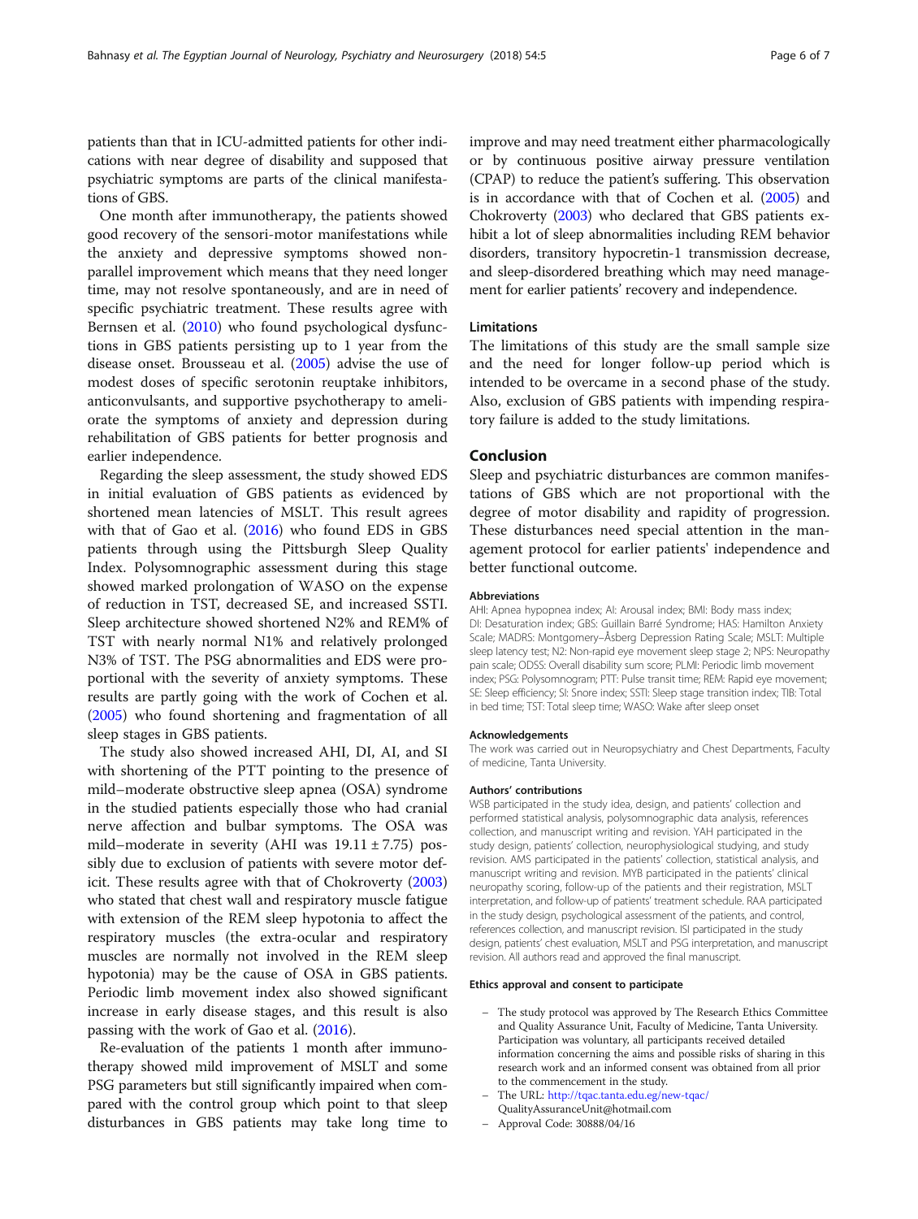patients than that in ICU-admitted patients for other indications with near degree of disability and supposed that psychiatric symptoms are parts of the clinical manifestations of GBS.

One month after immunotherapy, the patients showed good recovery of the sensori-motor manifestations while the anxiety and depressive symptoms showed non-parallel improvement which means that they need longer time, may not resolve spontaneously, and are in need of specific psychiatric treatment. These results agree with Bernsen et al. (2010) who found psychological dysfunctions in GBS patients persisting up to 1 year from the disease onset. Brousseau et al. (2005) advise the use of modest doses of specific serotonin reuptake inhibitors, anticonvulsants, and supportive psychotherapy to ameliorate the symptoms of anxiety and depression during rehabilitation of GBS patients for better prognosis and earlier independence.

Regarding the sleep assessment, the study showed EDS in initial evaluation of GBS patients as evidenced by shortened mean latencies of MSLT. This result agrees with that of Gao et al. (2016) who found EDS in GBS patients through using the Pittsburgh Sleep Quality Index. Polysomnographic assessment during this stage showed marked prolongation of WASO on the expense of reduction in TST, decreased SE, and increased SSTI. Sleep architecture showed shortened N2% and REM% of TST with nearly normal N1% and relatively prolonged N3% of TST. The PSG abnormalities and EDS were proportional with the severity of anxiety symptoms. These results are partly going with the work of Cochen et al. (2005) who found shortening and fragmentation of all sleep stages in GBS patients.

The study also showed increased AHI, DI, AI, and SI with shortening of the PTT pointing to the presence of mild–moderate obstructive sleep apnea (OSA) syndrome in the studied patients especially those who had cranial nerve affection and bulbar symptoms. The OSA was mild–moderate in severity (AHI was $19.11 \pm 7.75$) possibly due to exclusion of patients with severe motor deficit. These results agree with that of Chokroverty (2003) who stated that chest wall and respiratory muscle fatigue with extension of the REM sleep hypotonia to affect the respiratory muscles (the extra-ocular and respiratory muscles are normally not involved in the REM sleep hypotonia) may be the cause of OSA in GBS patients. Periodic limb movement index also showed significant increase in early disease stages, and this result is also passing with the work of Gao et al. (2016).

Re-evaluation of the patients 1 month after immunotherapy showed mild improvement of MSLT and some PSG parameters but still significantly impaired when compared with the control group which point to that sleep disturbances in GBS patients may take long time to improve and may need treatment either pharmacologically or by continuous positive airway pressure ventilation (CPAP) to reduce the patient's suffering. This observation is in accordance with that of Cochen et al. (2005) and Chokroverty (2003) who declared that GBS patients exhibit a lot of sleep abnormalities including REM behavior disorders, transitory hypocretin-1 transmission decrease, and sleep-disordered breathing which may need management for earlier patients' recovery and independence.

## Limitations

The limitations of this study are the small sample size and the need for longer follow-up period which is intended to be overcame in a second phase of the study. Also, exclusion of GBS patients with impending respiratory failure is added to the study limitations.

## Conclusion

Sleep and psychiatric disturbances are common manifestations of GBS which are not proportional with the degree of motor disability and rapidity of progression. These disturbances need special attention in the management protocol for earlier patients' independence and better functional outcome.

### Abbreviations

AHI: Apnea hypopnea index; AI: Arousal index; BMI: Body mass index; DI: Desaturation index; GBS: Guillain Barré Syndrome; HAS: Hamilton Anxiety Scale; MADRS: Montgomery–Åsberg Depression Rating Scale; MSLT: Multiple sleep latency test; N2: Non-rapid eye movement sleep stage 2; NPS: Neuropathy pain scale; ODSS: Overall disability sum score; PLMI: Periodic limb movement index; PSG: Polysomnogram; PTT: Pulse transit time; REM: Rapid eye movement; SE: Sleep efficiency; SI: Snore index; SSTI: Sleep stage transition index; TIB: Total in bed time; TST: Total sleep time; WASO: Wake after sleep onset

### Acknowledgements

The work was carried out in Neuropsychiatry and Chest Departments, Faculty of medicine, Tanta University.

### Authors' contributions

WSB participated in the study idea, design, and patients' collection and performed statistical analysis, polysomnographic data analysis, references collection, and manuscript writing and revision. YAH participated in the study design, patients' collection, neurophysiological studying, and study revision. AMS participated in the patients' collection, statistical analysis, and manuscript writing and revision. MYB participated in the patients' clinical neuropathy scoring, follow-up of the patients and their registration, MSLT interpretation, and follow-up of patients' treatment schedule. RAA participated in the study design, psychological assessment of the patients, and control, references collection, and manuscript revision. ISI participated in the study design, patients' chest evaluation, MSLT and PSG interpretation, and manuscript revision. All authors read and approved the final manuscript.

### Ethics approval and consent to participate

- The study protocol was approved by The Research Ethics Committee and Quality Assurance Unit, Faculty of Medicine, Tanta University. Participation was voluntary, all participants received detailed information concerning the aims and possible risks of sharing in this research work and an informed consent was obtained from all prior to the commencement in the study.
- The URL: http://tqac.tanta.edu.eg/new-tqac/ QualityAssuranceUnit@hotmail.com
- Approval Code: 30888/04/16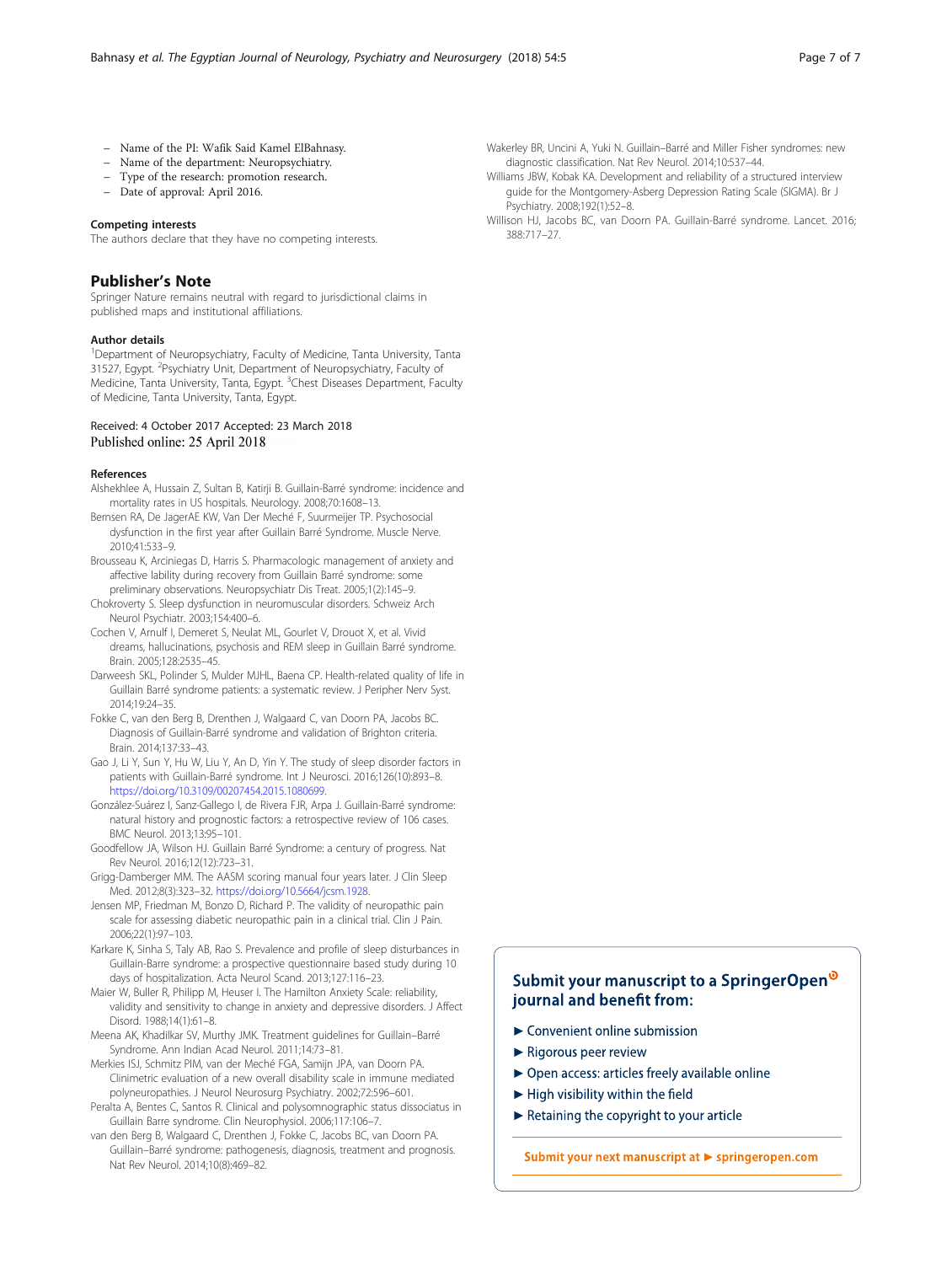- Name of the PI: Wafik Said Kamel ElBahnasy.
- Name of the department: Neuropsychiatry.
- Type of the research: promotion research.
- Date of approval: April 2016.

### Competing interests

The authors declare that they have no competing interests.

## Publisher's Note

Springer Nature remains neutral with regard to jurisdictional claims in published maps and institutional affiliations.

### Author details

[1]Department of Neuropsychiatry, Faculty of Medicine, Tanta University, Tanta 31527, Egypt. [2]Psychiatry Unit, Department of Neuropsychiatry, Faculty of Medicine, Tanta University, Tanta, Egypt. [3]Chest Diseases Department, Faculty of Medicine, Tanta University, Tanta, Egypt.

Received: 4 October 2017 Accepted: 23 March 2018
Published online: 25 April 2018

### References

Alshekhlee A, Hussain Z, Sultan B, Katirji B. Guillain-Barré syndrome: incidence and mortality rates in US hospitals. Neurology. 2008;70:1608–13.

Bernsen RA, De JagerAE KW, Van Der Meché F, Suurmeijer TP. Psychosocial dysfunction in the first year after Guillain Barré Syndrome. Muscle Nerve. 2010;41:533–9.

Brousseau K, Arciniegas D, Harris S. Pharmacologic management of anxiety and affective lability during recovery from Guillain Barré syndrome: some preliminary observations. Neuropsychiatr Dis Treat. 2005;1(2):145–9.

Chokroverty S. Sleep dysfunction in neuromuscular disorders. Schweiz Arch Neurol Psychiatr. 2003;154:400–6.

Cochen V, Arnulf I, Demeret S, Neulat ML, Gourlet V, Drouot X, et al. Vivid dreams, hallucinations, psychosis and REM sleep in Guillain Barré syndrome. Brain. 2005;128:2535–45.

Darweesh SKL, Polinder S, Mulder MJHL, Baena CP. Health-related quality of life in Guillain Barré syndrome patients: a systematic review. J Peripher Nerv Syst. 2014;19:24–35.

Fokke C, van den Berg B, Drenthen J, Walgaard C, van Doorn PA, Jacobs BC. Diagnosis of Guillain-Barré syndrome and validation of Brighton criteria. Brain. 2014;137:33–43.

Gao J, Li Y, Sun Y, Hu W, Liu Y, An D, Yin Y. The study of sleep disorder factors in patients with Guillain-Barré syndrome. Int J Neurosci. 2016;126(10):893–8. https://doi.org/10.3109/00207454.2015.1080699.

González-Suárez I, Sanz-Gallego I, de Rivera FJR, Arpa J. Guillain-Barré syndrome: natural history and prognostic factors: a retrospective review of 106 cases. BMC Neurol. 2013;13:95–101.

Goodfellow JA, Wilson HJ. Guillain Barré Syndrome: a century of progress. Nat Rev Neurol. 2016;12(12):723–31.

Grigg-Damberger MM. The AASM scoring manual four years later. J Clin Sleep Med. 2012;8(3):323–32. https://doi.org/10.5664/jcsm.1928.

Jensen MP, Friedman M, Bonzo D, Richard P. The validity of neuropathic pain scale for assessing diabetic neuropathic pain in a clinical trial. Clin J Pain. 2006;22(1):97–103.

Karkare K, Sinha S, Taly AB, Rao S. Prevalence and profile of sleep disturbances in Guillain-Barre syndrome: a prospective questionnaire based study during 10 days of hospitalization. Acta Neurol Scand. 2013;127:116–23.

Maier W, Buller R, Philipp M, Heuser I. The Hamilton Anxiety Scale: reliability, validity and sensitivity to change in anxiety and depressive disorders. J Affect Disord. 1988;14(1):61–8.

Meena AK, Khadilkar SV, Murthy JMK. Treatment guidelines for Guillain–Barré Syndrome. Ann Indian Acad Neurol. 2011;14:73–81.

Merkies ISJ, Schmitz PIM, van der Meché FGA, Samijn JPA, van Doorn PA. Clinimetric evaluation of a new overall disability scale in immune mediated polyneuropathies. J Neurol Neurosurg Psychiatry. 2002;72:596–601.

Peralta A, Bentes C, Santos R. Clinical and polysomnographic status dissociatus in Guillain Barre syndrome. Clin Neurophysiol. 2006;117:106–7.

van den Berg B, Walgaard C, Drenthen J, Fokke C, Jacobs BC, van Doorn PA. Guillain–Barré syndrome: pathogenesis, diagnosis, treatment and prognosis. Nat Rev Neurol. 2014;10(8):469–82.

Wakerley BR, Uncini A, Yuki N. Guillain–Barré and Miller Fisher syndromes: new diagnostic classification. Nat Rev Neurol. 2014;10:537–44.

Williams JBW, Kobak KA. Development and reliability of a structured interview guide for the Montgomery-Asberg Depression Rating Scale (SIGMA). Br J Psychiatry. 2008;192(1):52–8.

Willison HJ, Jacobs BC, van Doorn PA. Guillain-Barré syndrome. Lancet. 2016; 388:717–27.

**Submit your manuscript to a SpringerOpen journal and benefit from:**

- ► Convenient online submission
- ► Rigorous peer review
- ► Open access: articles freely available online
- ► High visibility within the field
- ► Retaining the copyright to your article

Submit your next manuscript at ► springeropen.com